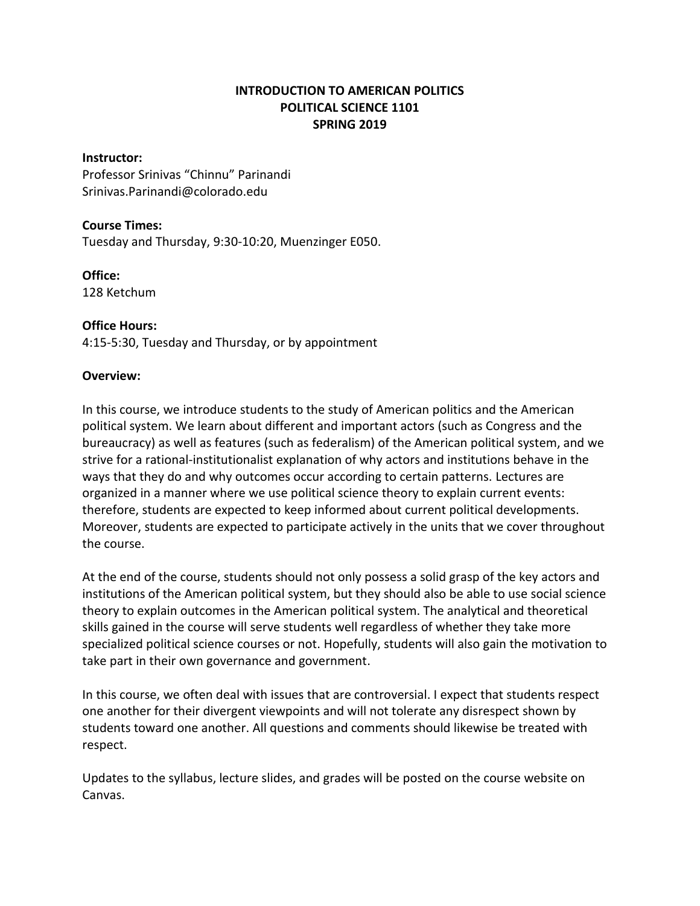# INTRODUCTION TO AMERICAN POLITICS
# POLITICAL SCIENCE 1101
# SPRING 2019

**Instructor:**
Professor Srinivas "Chinnu" Parinandi
Srinivas.Parinandi@colorado.edu

**Course Times:**
Tuesday and Thursday, 9:30-10:20, Muenzinger E050.

**Office:**
128 Ketchum

**Office Hours:**
4:15-5:30, Tuesday and Thursday, or by appointment

**Overview:**

In this course, we introduce students to the study of American politics and the American political system. We learn about different and important actors (such as Congress and the bureaucracy) as well as features (such as federalism) of the American political system, and we strive for a rational-institutionalist explanation of why actors and institutions behave in the ways that they do and why outcomes occur according to certain patterns. Lectures are organized in a manner where we use political science theory to explain current events: therefore, students are expected to keep informed about current political developments. Moreover, students are expected to participate actively in the units that we cover throughout the course.

At the end of the course, students should not only possess a solid grasp of the key actors and institutions of the American political system, but they should also be able to use social science theory to explain outcomes in the American political system. The analytical and theoretical skills gained in the course will serve students well regardless of whether they take more specialized political science courses or not. Hopefully, students will also gain the motivation to take part in their own governance and government.

In this course, we often deal with issues that are controversial. I expect that students respect one another for their divergent viewpoints and will not tolerate any disrespect shown by students toward one another. All questions and comments should likewise be treated with respect.

Updates to the syllabus, lecture slides, and grades will be posted on the course website on Canvas.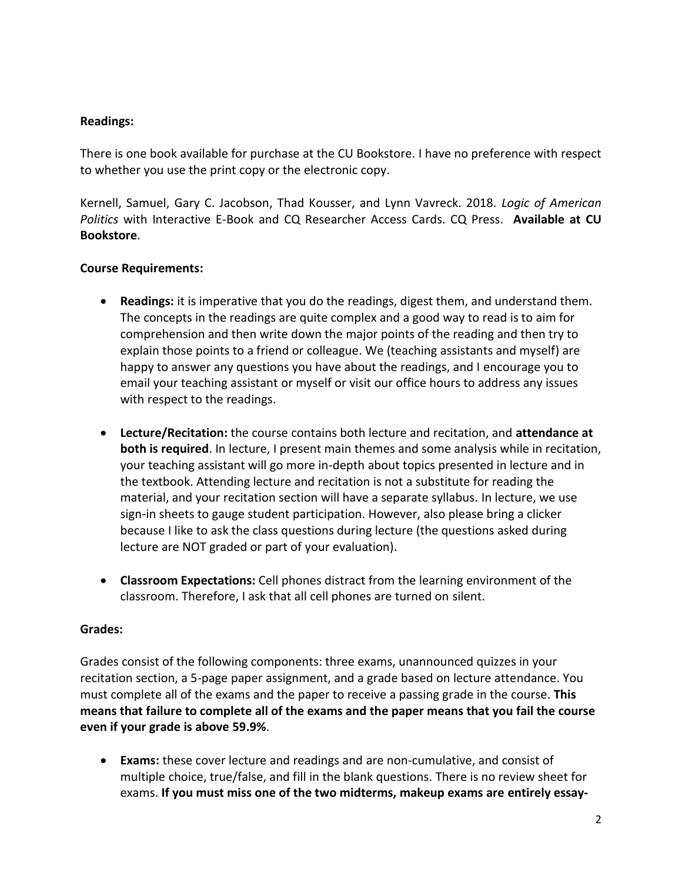**Readings:**

There is one book available for purchase at the CU Bookstore. I have no preference with respect to whether you use the print copy or the electronic copy.

Kernell, Samuel, Gary C. Jacobson, Thad Kousser, and Lynn Vavreck. 2018. *Logic of American Politics* with Interactive E-Book and CQ Researcher Access Cards. CQ Press. **Available at CU Bookstore**.

**Course Requirements:**

- **Readings:** it is imperative that you do the readings, digest them, and understand them. The concepts in the readings are quite complex and a good way to read is to aim for comprehension and then write down the major points of the reading and then try to explain those points to a friend or colleague. We (teaching assistants and myself) are happy to answer any questions you have about the readings, and I encourage you to email your teaching assistant or myself or visit our office hours to address any issues with respect to the readings.

- **Lecture/Recitation:** the course contains both lecture and recitation, and **attendance at both is required**. In lecture, I present main themes and some analysis while in recitation, your teaching assistant will go more in-depth about topics presented in lecture and in the textbook. Attending lecture and recitation is not a substitute for reading the material, and your recitation section will have a separate syllabus. In lecture, we use sign-in sheets to gauge student participation. However, also please bring a clicker because I like to ask the class questions during lecture (the questions asked during lecture are NOT graded or part of your evaluation).

- **Classroom Expectations:** Cell phones distract from the learning environment of the classroom. Therefore, I ask that all cell phones are turned on silent.

**Grades:**

Grades consist of the following components: three exams, unannounced quizzes in your recitation section, a 5-page paper assignment, and a grade based on lecture attendance. You must complete all of the exams and the paper to receive a passing grade in the course. **This means that failure to complete all of the exams and the paper means that you fail the course even if your grade is above 59.9%**.

- **Exams:** these cover lecture and readings and are non-cumulative, and consist of multiple choice, true/false, and fill in the blank questions. There is no review sheet for exams. **If you must miss one of the two midterms, makeup exams are entirely essay-**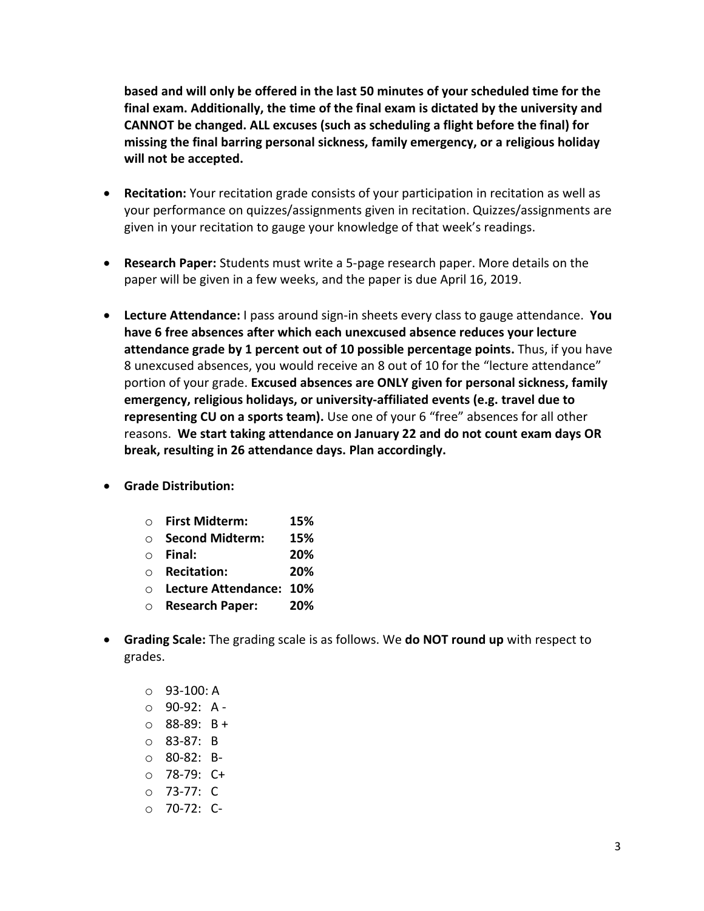**based and will only be offered in the last 50 minutes of your scheduled time for the final exam. Additionally, the time of the final exam is dictated by the university and CANNOT be changed. ALL excuses (such as scheduling a flight before the final) for missing the final barring personal sickness, family emergency, or a religious holiday will not be accepted.**

- **Recitation:** Your recitation grade consists of your participation in recitation as well as your performance on quizzes/assignments given in recitation. Quizzes/assignments are given in your recitation to gauge your knowledge of that week's readings.

- **Research Paper:** Students must write a 5-page research paper. More details on the paper will be given in a few weeks, and the paper is due April 16, 2019.

- **Lecture Attendance:** I pass around sign-in sheets every class to gauge attendance. **You have 6 free absences after which each unexcused absence reduces your lecture attendance grade by 1 percent out of 10 possible percentage points.** Thus, if you have 8 unexcused absences, you would receive an 8 out of 10 for the "lecture attendance" portion of your grade. **Excused absences are ONLY given for personal sickness, family emergency, religious holidays, or university-affiliated events (e.g. travel due to representing CU on a sports team).** Use one of your 6 "free" absences for all other reasons. **We start taking attendance on January 22 and do not count exam days OR break, resulting in 26 attendance days. Plan accordingly.**

- **Grade Distribution:**
  - **First Midterm: 15%**
  - **Second Midterm: 15%**
  - **Final: 20%**
  - **Recitation: 20%**
  - **Lecture Attendance: 10%**
  - **Research Paper: 20%**

- **Grading Scale:** The grading scale is as follows. We **do NOT round up** with respect to grades.
  - 93-100: A
  - 90-92: A -
  - 88-89: B +
  - 83-87: B
  - 80-82: B-
  - 78-79: C+
  - 73-77: C
  - 70-72: C-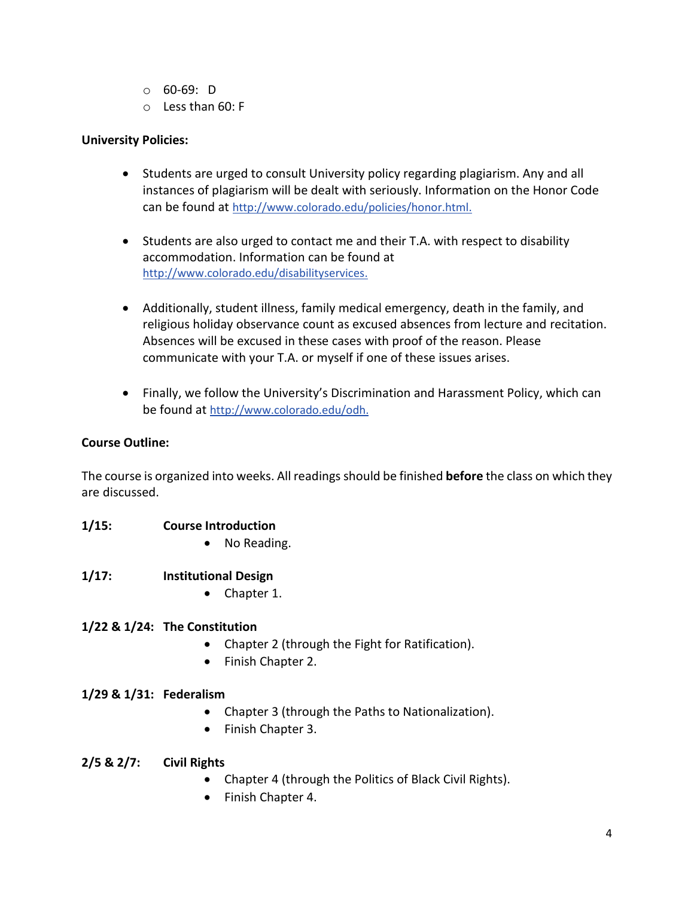- 60-69: D
- Less than 60: F

**University Policies:**

- Students are urged to consult University policy regarding plagiarism. Any and all instances of plagiarism will be dealt with seriously. Information on the Honor Code can be found at http://www.colorado.edu/policies/honor.html.

- Students are also urged to contact me and their T.A. with respect to disability accommodation. Information can be found at http://www.colorado.edu/disabilityservices.

- Additionally, student illness, family medical emergency, death in the family, and religious holiday observance count as excused absences from lecture and recitation. Absences will be excused in these cases with proof of the reason. Please communicate with your T.A. or myself if one of these issues arises.

- Finally, we follow the University's Discrimination and Harassment Policy, which can be found at http://www.colorado.edu/odh.

**Course Outline:**

The course is organized into weeks. All readings should be finished **before** the class on which they are discussed.

**1/15: Course Introduction**
- No Reading.

**1/17: Institutional Design**
- Chapter 1.

**1/22 & 1/24: The Constitution**
- Chapter 2 (through the Fight for Ratification).
- Finish Chapter 2.

**1/29 & 1/31: Federalism**
- Chapter 3 (through the Paths to Nationalization).
- Finish Chapter 3.

**2/5 & 2/7: Civil Rights**
- Chapter 4 (through the Politics of Black Civil Rights).
- Finish Chapter 4.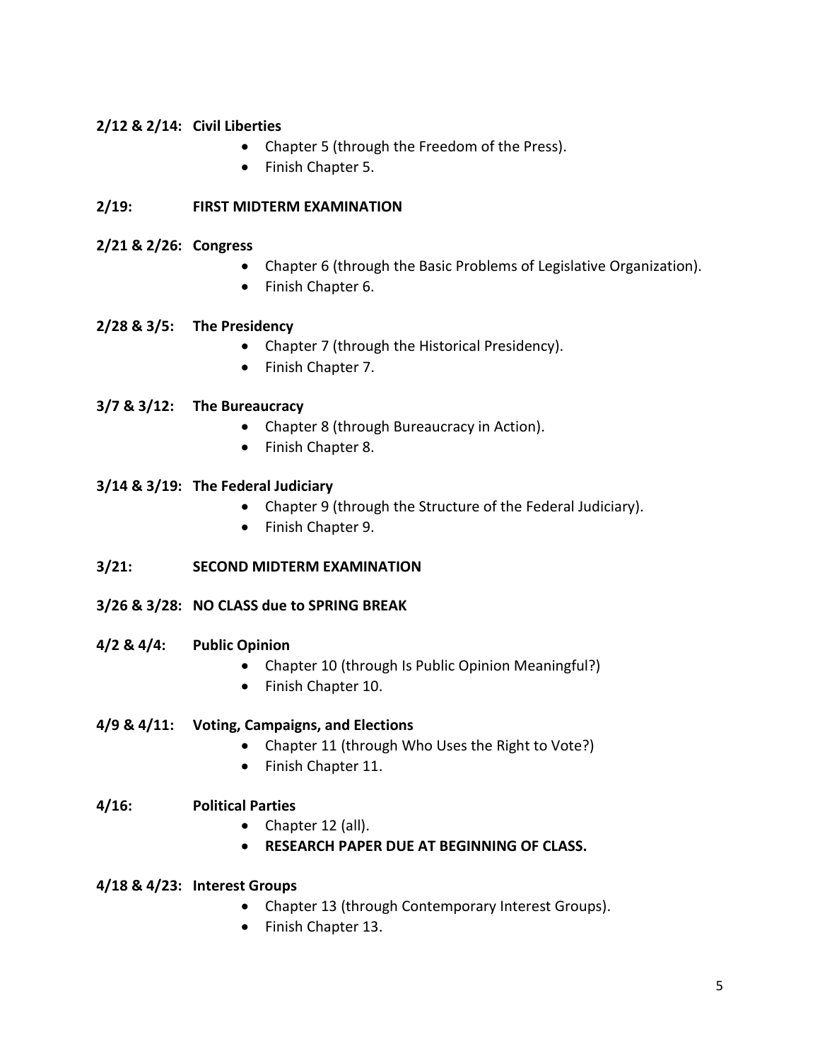**2/12 & 2/14: Civil Liberties**

- Chapter 5 (through the Freedom of the Press).
- Finish Chapter 5.

**2/19: FIRST MIDTERM EXAMINATION**

**2/21 & 2/26: Congress**

- Chapter 6 (through the Basic Problems of Legislative Organization).
- Finish Chapter 6.

**2/28 & 3/5: The Presidency**

- Chapter 7 (through the Historical Presidency).
- Finish Chapter 7.

**3/7 & 3/12: The Bureaucracy**

- Chapter 8 (through Bureaucracy in Action).
- Finish Chapter 8.

**3/14 & 3/19: The Federal Judiciary**

- Chapter 9 (through the Structure of the Federal Judiciary).
- Finish Chapter 9.

**3/21: SECOND MIDTERM EXAMINATION**

**3/26 & 3/28: NO CLASS due to SPRING BREAK**

**4/2 & 4/4: Public Opinion**

- Chapter 10 (through Is Public Opinion Meaningful?)
- Finish Chapter 10.

**4/9 & 4/11: Voting, Campaigns, and Elections**

- Chapter 11 (through Who Uses the Right to Vote?)
- Finish Chapter 11.

**4/16: Political Parties**

- Chapter 12 (all).
- **RESEARCH PAPER DUE AT BEGINNING OF CLASS.**

**4/18 & 4/23: Interest Groups**

- Chapter 13 (through Contemporary Interest Groups).
- Finish Chapter 13.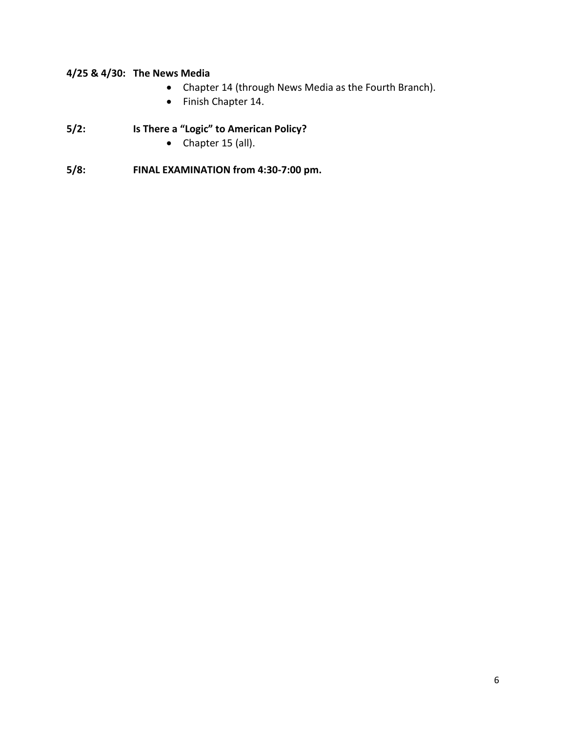**4/25 & 4/30: The News Media**

- Chapter 14 (through News Media as the Fourth Branch).
- Finish Chapter 14.

**5/2: Is There a "Logic" to American Policy?**

- Chapter 15 (all).

**5/8: FINAL EXAMINATION from 4:30-7:00 pm.**